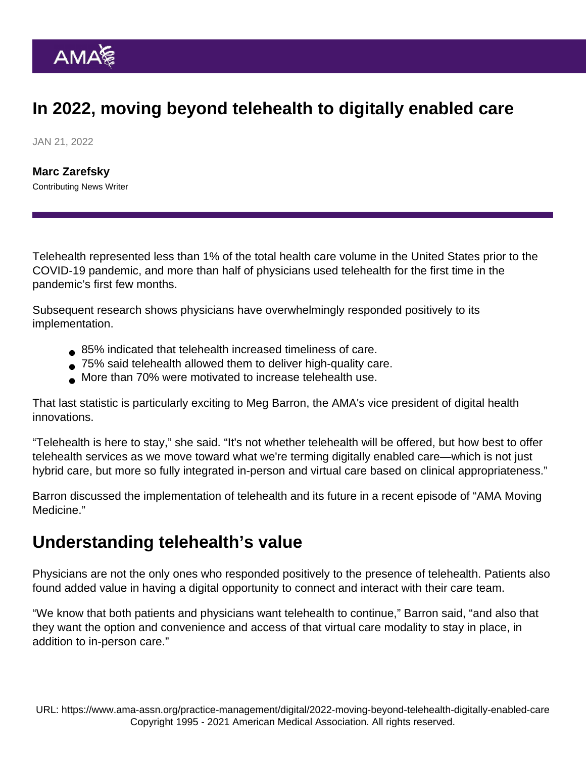# In 2022, moving beyond telehealth to digitally enabled care

JAN 21, 2022

**Marc Zarefsky**
Contributing News Writer

Telehealth represented less than 1% of the total health care volume in the United States prior to the COVID-19 pandemic, and more than half of physicians used telehealth for the first time in the pandemic's first few months.

Subsequent research shows physicians have overwhelmingly responded positively to its implementation.

- 85% indicated that telehealth increased timeliness of care.
- 75% said telehealth allowed them to deliver high-quality care.
- More than 70% were motivated to increase telehealth use.

That last statistic is particularly exciting to Meg Barron, the AMA's vice president of digital health innovations.

"Telehealth is here to stay," she said. "It's not whether telehealth will be offered, but how best to offer telehealth services as we move toward what we're terming digitally enabled care—which is not just hybrid care, but more so fully integrated in-person and virtual care based on clinical appropriateness."

Barron discussed the implementation of telehealth and its future in a recent episode of "AMA Moving Medicine."

## Understanding telehealth's value

Physicians are not the only ones who responded positively to the presence of telehealth. Patients also found added value in having a digital opportunity to connect and interact with their care team.

"We know that both patients and physicians want telehealth to continue," Barron said, "and also that they want the option and convenience and access of that virtual care modality to stay in place, in addition to in-person care."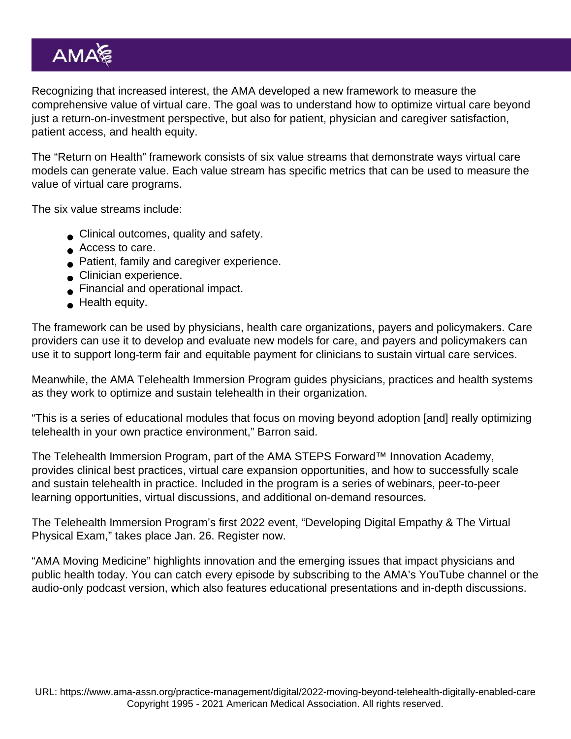Recognizing that increased interest, the AMA developed a new framework to measure the comprehensive value of virtual care. The goal was to understand how to optimize virtual care beyond just a return-on-investment perspective, but also for patient, physician and caregiver satisfaction, patient access, and health equity.

The "Return on Health" framework consists of six value streams that demonstrate ways virtual care models can generate value. Each value stream has specific metrics that can be used to measure the value of virtual care programs.

The six value streams include:

- Clinical outcomes, quality and safety.
- Access to care.
- Patient, family and caregiver experience.
- Clinician experience.
- Financial and operational impact.
- Health equity.

The framework can be used by physicians, health care organizations, payers and policymakers. Care providers can use it to develop and evaluate new models for care, and payers and policymakers can use it to support long-term fair and equitable payment for clinicians to sustain virtual care services.

Meanwhile, the AMA Telehealth Immersion Program guides physicians, practices and health systems as they work to optimize and sustain telehealth in their organization.

"This is a series of educational modules that focus on moving beyond adoption [and] really optimizing telehealth in your own practice environment," Barron said.

The Telehealth Immersion Program, part of the AMA STEPS Forward™ Innovation Academy, provides clinical best practices, virtual care expansion opportunities, and how to successfully scale and sustain telehealth in practice. Included in the program is a series of webinars, peer-to-peer learning opportunities, virtual discussions, and additional on-demand resources.

The Telehealth Immersion Program's first 2022 event, "Developing Digital Empathy & The Virtual Physical Exam," takes place Jan. 26. Register now.

"AMA Moving Medicine" highlights innovation and the emerging issues that impact physicians and public health today. You can catch every episode by subscribing to the AMA's YouTube channel or the audio-only podcast version, which also features educational presentations and in-depth discussions.